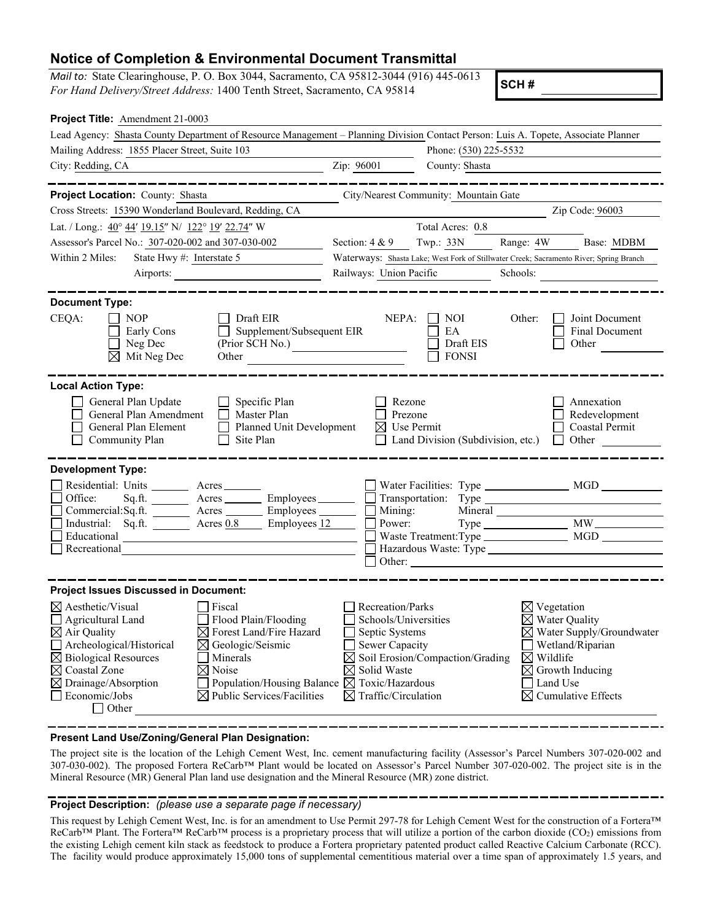# Notice of Completion & Environmental Document Transmittal

*Mail to:* State Clearinghouse, P. O. Box 3044, Sacramento, CA 95812-3044 (916) 445-0613
*For Hand Delivery/Street Address:* 1400 Tenth Street, Sacramento, CA 95814

**SCH #** ____________

**Project Title:** Amendment 21-0003

Lead Agency: Shasta County Department of Resource Management – Planning Division Contact Person: Luis A. Topete, Associate Planner
Mailing Address: 1855 Placer Street, Suite 103 Phone: (530) 225-5532
City: Redding, CA Zip: 96001 County: Shasta

---

**Project Location:** County: Shasta City/Nearest Community: Mountain Gate
Cross Streets: 15390 Wonderland Boulevard, Redding, CA Zip Code: 96003
Lat. / Long.: 40° 44′ 19.15″ N/ 122° 19′ 22.74″ W Total Acres: 0.8
Assessor's Parcel No.: 307-020-002 and 307-030-002 Section: 4 & 9 Twp.: 33N Range: 4W Base: MDBM
Within 2 Miles: State Hwy #: Interstate 5 Waterways: Shasta Lake; West Fork of Stillwater Creek; Sacramento River; Spring Branch
Airports: Railways: Union Pacific Schools:

---

**Document Type:**

CEQA: ☐ NOP ☐ Early Cons ☐ Neg Dec ☒ Mit Neg Dec ☐ Draft EIR ☐ Supplement/Subsequent EIR (Prior SCH No.) ____ Other ____
NEPA: ☐ NOI ☐ EA ☐ Draft EIS ☐ FONSI
Other: ☐ Joint Document ☐ Final Document ☐ Other ____

---

**Local Action Type:**

☐ General Plan Update ☐ General Plan Amendment ☐ General Plan Element ☐ Community Plan ☐ Specific Plan ☐ Master Plan ☐ Planned Unit Development ☐ Site Plan ☐ Rezone ☐ Prezone ☒ Use Permit ☐ Land Division (Subdivision, etc.) ☐ Annexation ☐ Redevelopment ☐ Coastal Permit ☐ Other ____

---

**Development Type:**

☐ Residential: Units ____ Acres ____
☐ Office: Sq.ft. ____ Acres ____ Employees ____
☐ Commercial: Sq.ft. ____ Acres ____ Employees ____
☐ Industrial: Sq.ft. ____ Acres 0.8 Employees 12
☐ Educational ____
☐ Recreational ____
☐ Water Facilities: Type ____ MGD ____
☐ Transportation: Type ____
☐ Mining: Mineral ____
☐ Power: Type ____ MW ____
☐ Waste Treatment: Type ____ MGD ____
☐ Hazardous Waste: Type ____
☐ Other: ____

---

**Project Issues Discussed in Document:**

☒ Aesthetic/Visual ☐ Agricultural Land ☒ Air Quality ☐ Archeological/Historical ☒ Biological Resources ☒ Coastal Zone ☒ Drainage/Absorption ☐ Economic/Jobs ☐ Fiscal ☐ Flood Plain/Flooding ☒ Forest Land/Fire Hazard ☒ Geologic/Seismic ☐ Minerals ☒ Noise ☐ Population/Housing Balance ☒ Public Services/Facilities ☐ Recreation/Parks ☐ Schools/Universities ☐ Septic Systems ☐ Sewer Capacity ☒ Soil Erosion/Compaction/Grading ☒ Solid Waste ☒ Toxic/Hazardous ☒ Traffic/Circulation ☒ Vegetation ☒ Water Quality ☒ Water Supply/Groundwater ☐ Wetland/Riparian ☒ Wildlife ☒ Growth Inducing ☐ Land Use ☒ Cumulative Effects ☐ Other ____

---

**Present Land Use/Zoning/General Plan Designation:**

The project site is the location of the Lehigh Cement West, Inc. cement manufacturing facility (Assessor's Parcel Numbers 307-020-002 and 307-030-002). The proposed Fortera ReCarb™ Plant would be located on Assessor's Parcel Number 307-020-002. The project site is in the Mineral Resource (MR) General Plan land use designation and the Mineral Resource (MR) zone district.

---

**Project Description:** *(please use a separate page if necessary)*

This request by Lehigh Cement West, Inc. is for an amendment to Use Permit 297-78 for Lehigh Cement West for the construction of a Fortera™ ReCarb™ Plant. The Fortera™ ReCarb™ process is a proprietary process that will utilize a portion of the carbon dioxide ($CO_2$) emissions from the existing Lehigh cement kiln stack as feedstock to produce a Fortera proprietary patented product called Reactive Calcium Carbonate (RCC). The facility would produce approximately 15,000 tons of supplemental cementitious material over a time span of approximately 1.5 years, and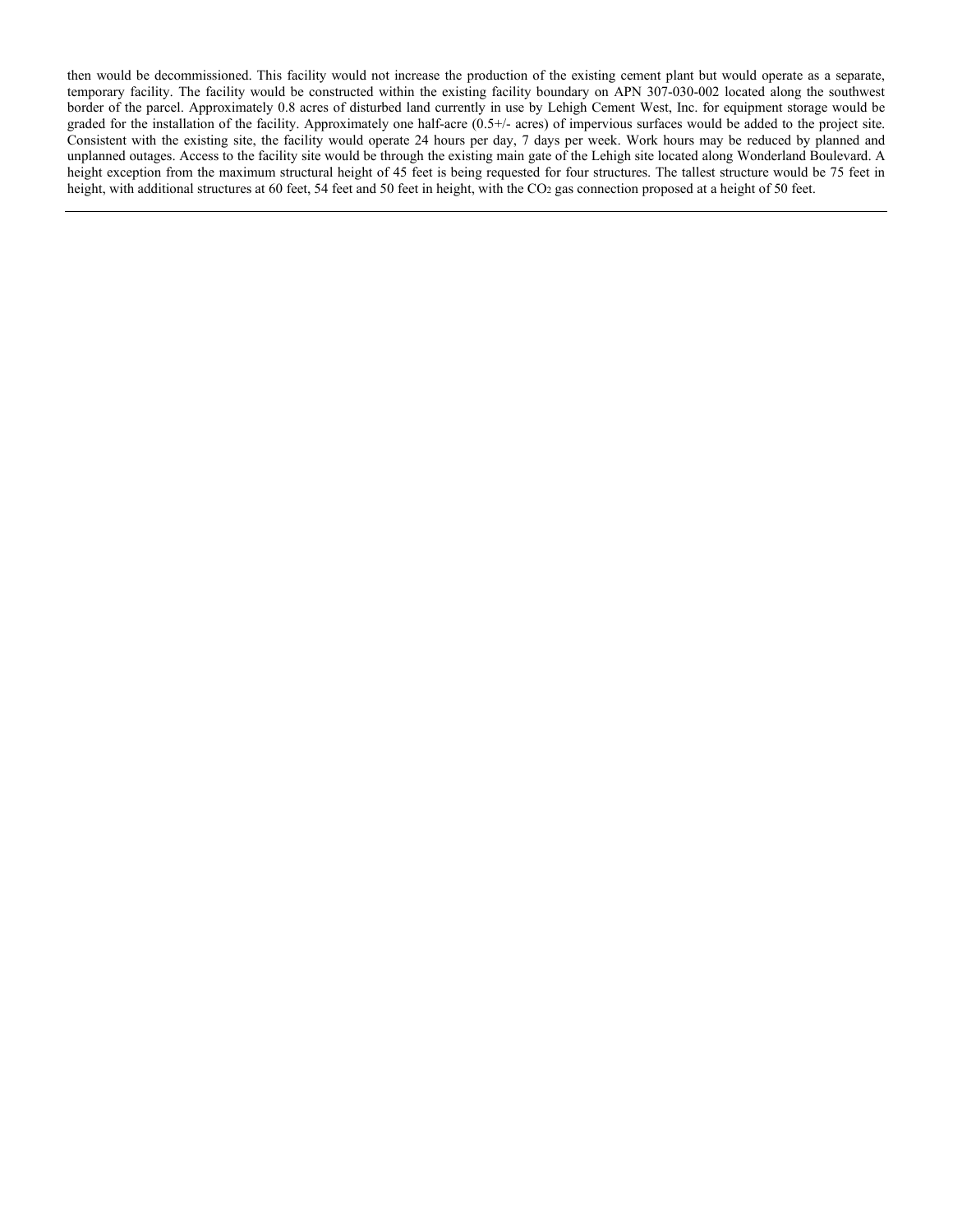then would be decommissioned. This facility would not increase the production of the existing cement plant but would operate as a separate, temporary facility. The facility would be constructed within the existing facility boundary on APN 307-030-002 located along the southwest border of the parcel. Approximately 0.8 acres of disturbed land currently in use by Lehigh Cement West, Inc. for equipment storage would be graded for the installation of the facility. Approximately one half-acre (0.5+/- acres) of impervious surfaces would be added to the project site. Consistent with the existing site, the facility would operate 24 hours per day, 7 days per week. Work hours may be reduced by planned and unplanned outages. Access to the facility site would be through the existing main gate of the Lehigh site located along Wonderland Boulevard. A height exception from the maximum structural height of 45 feet is being requested for four structures. The tallest structure would be 75 feet in height, with additional structures at 60 feet, 54 feet and 50 feet in height, with the $CO_2$ gas connection proposed at a height of 50 feet.

---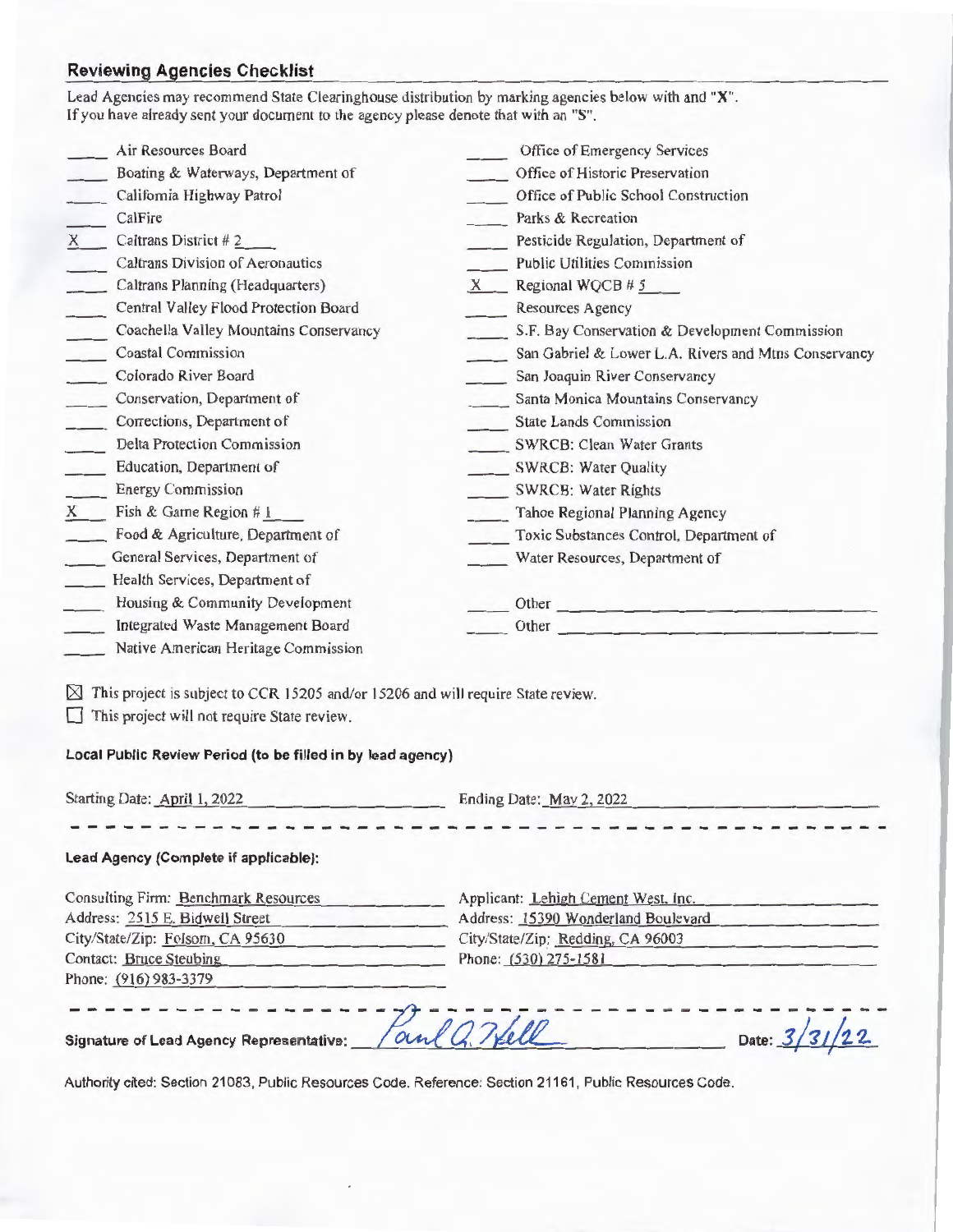## Reviewing Agencies Checklist

Lead Agencies may recommend State Clearinghouse distribution by marking agencies below with and "X". If you have already sent your document to the agency please denote that with an "S".

- ____ Air Resources Board
- ____ Boating & Waterways, Department of
- ____ California Highway Patrol
- ____ CalFire
- X Caltrans District # 2
- ____ Caltrans Division of Aeronautics
- ____ Caltrans Planning (Headquarters)
- ____ Central Valley Flood Protection Board
- ____ Coachella Valley Mountains Conservancy
- ____ Coastal Commission
- ____ Colorado River Board
- ____ Conservation, Department of
- ____ Corrections, Department of
- ____ Delta Protection Commission
- ____ Education, Department of
- ____ Energy Commission
- X Fish & Game Region # 1
- ____ Food & Agriculture, Department of
- ____ General Services, Department of
- ____ Health Services, Department of
- ____ Housing & Community Development
- ____ Integrated Waste Management Board
- ____ Native American Heritage Commission
- ____ Office of Emergency Services
- ____ Office of Historic Preservation
- ____ Office of Public School Construction
- ____ Parks & Recreation
- ____ Pesticide Regulation, Department of
- ____ Public Utilities Commission
- X Regional WQCB # 5
- ____ Resources Agency
- ____ S.F. Bay Conservation & Development Commission
- ____ San Gabriel & Lower L.A. Rivers and Mtns Conservancy
- ____ San Joaquin River Conservancy
- ____ Santa Monica Mountains Conservancy
- ____ State Lands Commission
- ____ SWRCB: Clean Water Grants
- ____ SWRCB: Water Quality
- ____ SWRCB: Water Rights
- ____ Tahoe Regional Planning Agency
- ____ Toxic Substances Control, Department of
- ____ Water Resources, Department of
- ____ Other ____________
- ____ Other ____________

☒ This project is subject to CCR 15205 and/or 15206 and will require State review.

☐ This project will not require State review.

**Local Public Review Period (to be filled in by lead agency)**

Starting Date: April 1, 2022    Ending Date: May 2, 2022

**Lead Agency (Complete if applicable):**

Consulting Firm: Benchmark Resources
Address: 2515 E. Bidwell Street
City/State/Zip: Folsom, CA 95630
Contact: Bruce Steubing
Phone: (916) 983-3379

Applicant: Lehigh Cement West, Inc.
Address: 15390 Wonderland Boulevard
City/State/Zip: Redding, CA 96003
Phone: (530) 275-1581

**Signature of Lead Agency Representative:** Paul A. Hell    **Date:** 3/31/22

Authority cited: Section 21083, Public Resources Code. Reference: Section 21161, Public Resources Code.